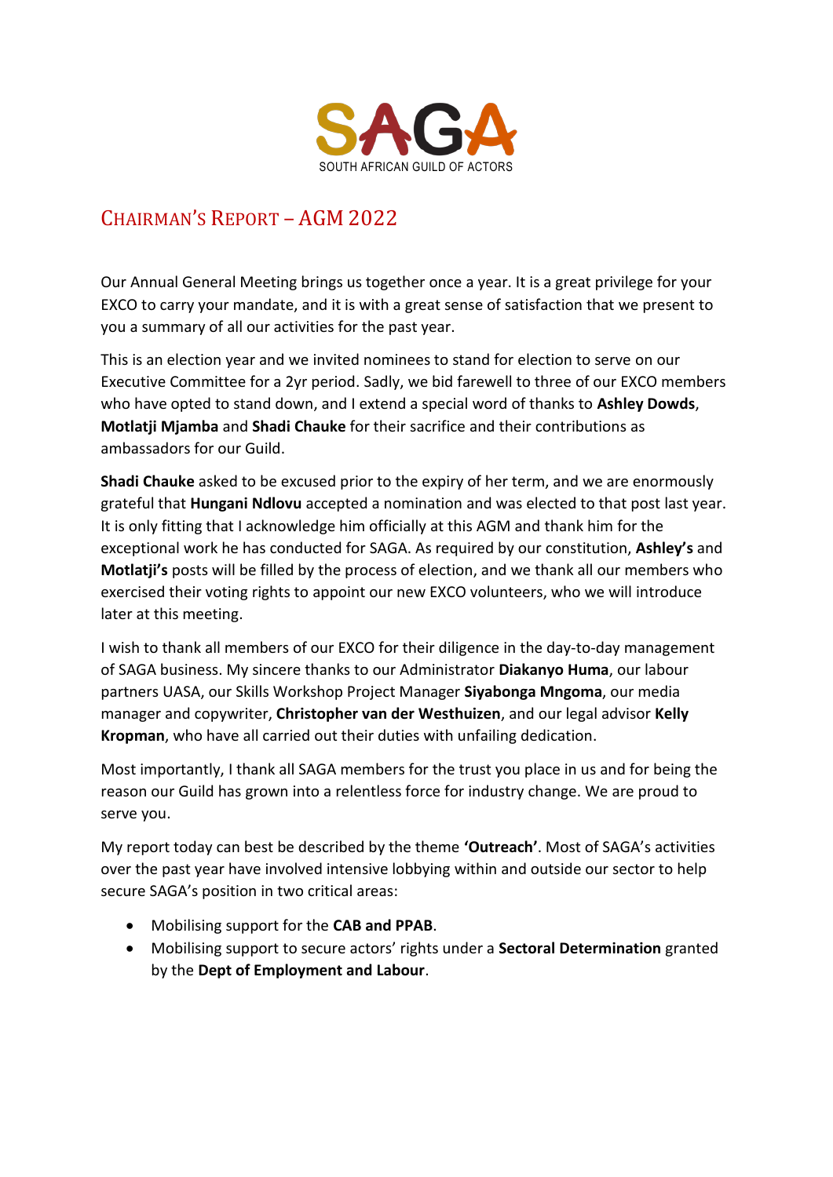SAGA

SOUTH AFRICAN GUILD OF ACTORS

# CHAIRMAN'S REPORT – AGM 2022

Our Annual General Meeting brings us together once a year. It is a great privilege for your EXCO to carry your mandate, and it is with a great sense of satisfaction that we present to you a summary of all our activities for the past year.

This is an election year and we invited nominees to stand for election to serve on our Executive Committee for a 2yr period. Sadly, we bid farewell to three of our EXCO members who have opted to stand down, and I extend a special word of thanks to **Ashley Dowds**, **Motlatji Mjamba** and **Shadi Chauke** for their sacrifice and their contributions as ambassadors for our Guild.

**Shadi Chauke** asked to be excused prior to the expiry of her term, and we are enormously grateful that **Hungani Ndlovu** accepted a nomination and was elected to that post last year. It is only fitting that I acknowledge him officially at this AGM and thank him for the exceptional work he has conducted for SAGA. As required by our constitution, **Ashley's** and **Motlatji's** posts will be filled by the process of election, and we thank all our members who exercised their voting rights to appoint our new EXCO volunteers, who we will introduce later at this meeting.

I wish to thank all members of our EXCO for their diligence in the day-to-day management of SAGA business. My sincere thanks to our Administrator **Diakanyo Huma**, our labour partners UASA, our Skills Workshop Project Manager **Siyabonga Mngoma**, our media manager and copywriter, **Christopher van der Westhuizen**, and our legal advisor **Kelly Kropman**, who have all carried out their duties with unfailing dedication.

Most importantly, I thank all SAGA members for the trust you place in us and for being the reason our Guild has grown into a relentless force for industry change. We are proud to serve you.

My report today can best be described by the theme **'Outreach'**. Most of SAGA's activities over the past year have involved intensive lobbying within and outside our sector to help secure SAGA's position in two critical areas:

- Mobilising support for the **CAB and PPAB**.
- Mobilising support to secure actors' rights under a **Sectoral Determination** granted by the **Dept of Employment and Labour**.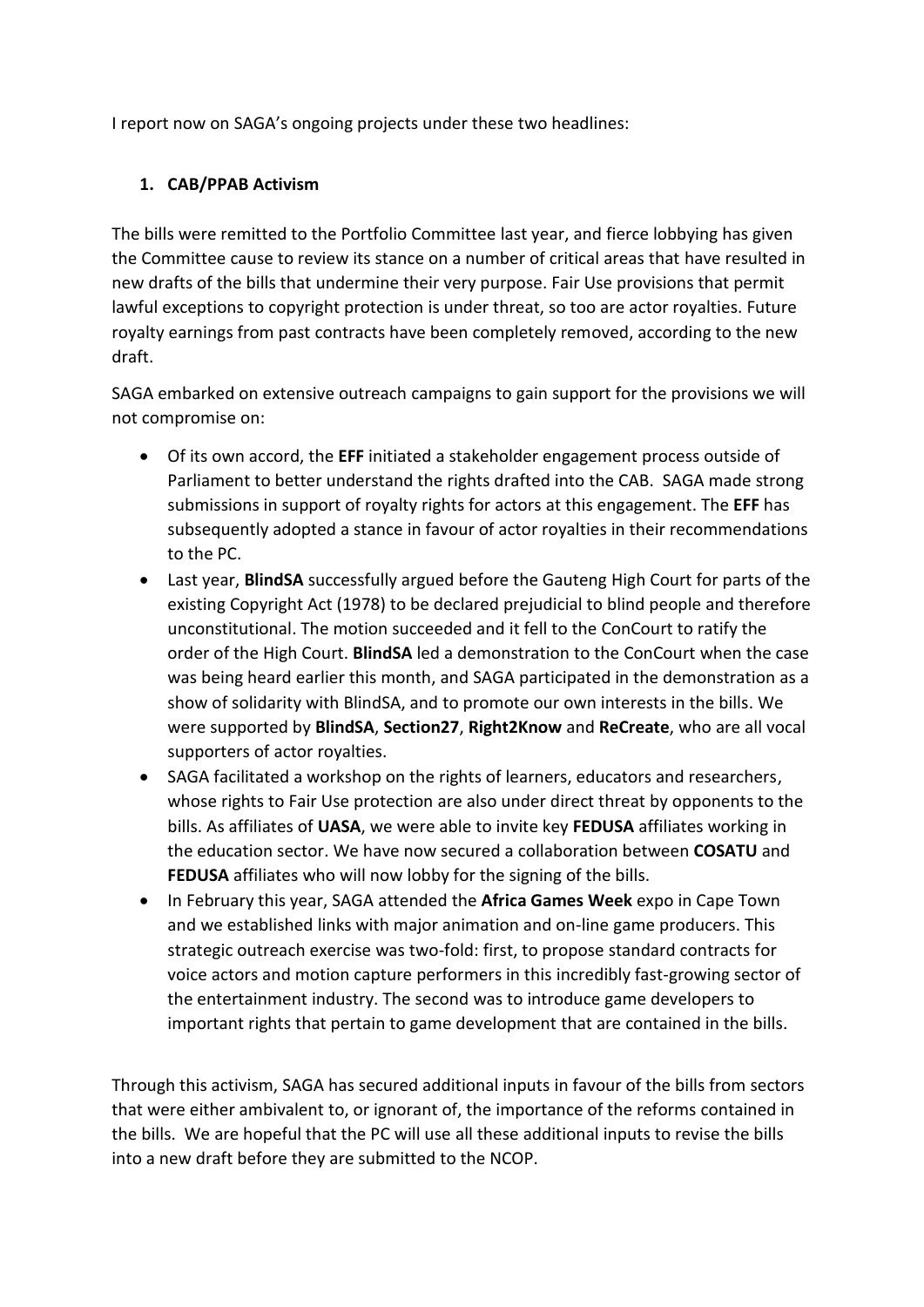I report now on SAGA's ongoing projects under these two headlines:

1. **CAB/PPAB Activism**

The bills were remitted to the Portfolio Committee last year, and fierce lobbying has given the Committee cause to review its stance on a number of critical areas that have resulted in new drafts of the bills that undermine their very purpose. Fair Use provisions that permit lawful exceptions to copyright protection is under threat, so too are actor royalties. Future royalty earnings from past contracts have been completely removed, according to the new draft.

SAGA embarked on extensive outreach campaigns to gain support for the provisions we will not compromise on:

- Of its own accord, the **EFF** initiated a stakeholder engagement process outside of Parliament to better understand the rights drafted into the CAB. SAGA made strong submissions in support of royalty rights for actors at this engagement. The **EFF** has subsequently adopted a stance in favour of actor royalties in their recommendations to the PC.
- Last year, **BlindSA** successfully argued before the Gauteng High Court for parts of the existing Copyright Act (1978) to be declared prejudicial to blind people and therefore unconstitutional. The motion succeeded and it fell to the ConCourt to ratify the order of the High Court. **BlindSA** led a demonstration to the ConCourt when the case was being heard earlier this month, and SAGA participated in the demonstration as a show of solidarity with BlindSA, and to promote our own interests in the bills. We were supported by **BlindSA**, **Section27**, **Right2Know** and **ReCreate**, who are all vocal supporters of actor royalties.
- SAGA facilitated a workshop on the rights of learners, educators and researchers, whose rights to Fair Use protection are also under direct threat by opponents to the bills. As affiliates of **UASA**, we were able to invite key **FEDUSA** affiliates working in the education sector. We have now secured a collaboration between **COSATU** and **FEDUSA** affiliates who will now lobby for the signing of the bills.
- In February this year, SAGA attended the **Africa Games Week** expo in Cape Town and we established links with major animation and on-line game producers. This strategic outreach exercise was two-fold: first, to propose standard contracts for voice actors and motion capture performers in this incredibly fast-growing sector of the entertainment industry. The second was to introduce game developers to important rights that pertain to game development that are contained in the bills.

Through this activism, SAGA has secured additional inputs in favour of the bills from sectors that were either ambivalent to, or ignorant of, the importance of the reforms contained in the bills. We are hopeful that the PC will use all these additional inputs to revise the bills into a new draft before they are submitted to the NCOP.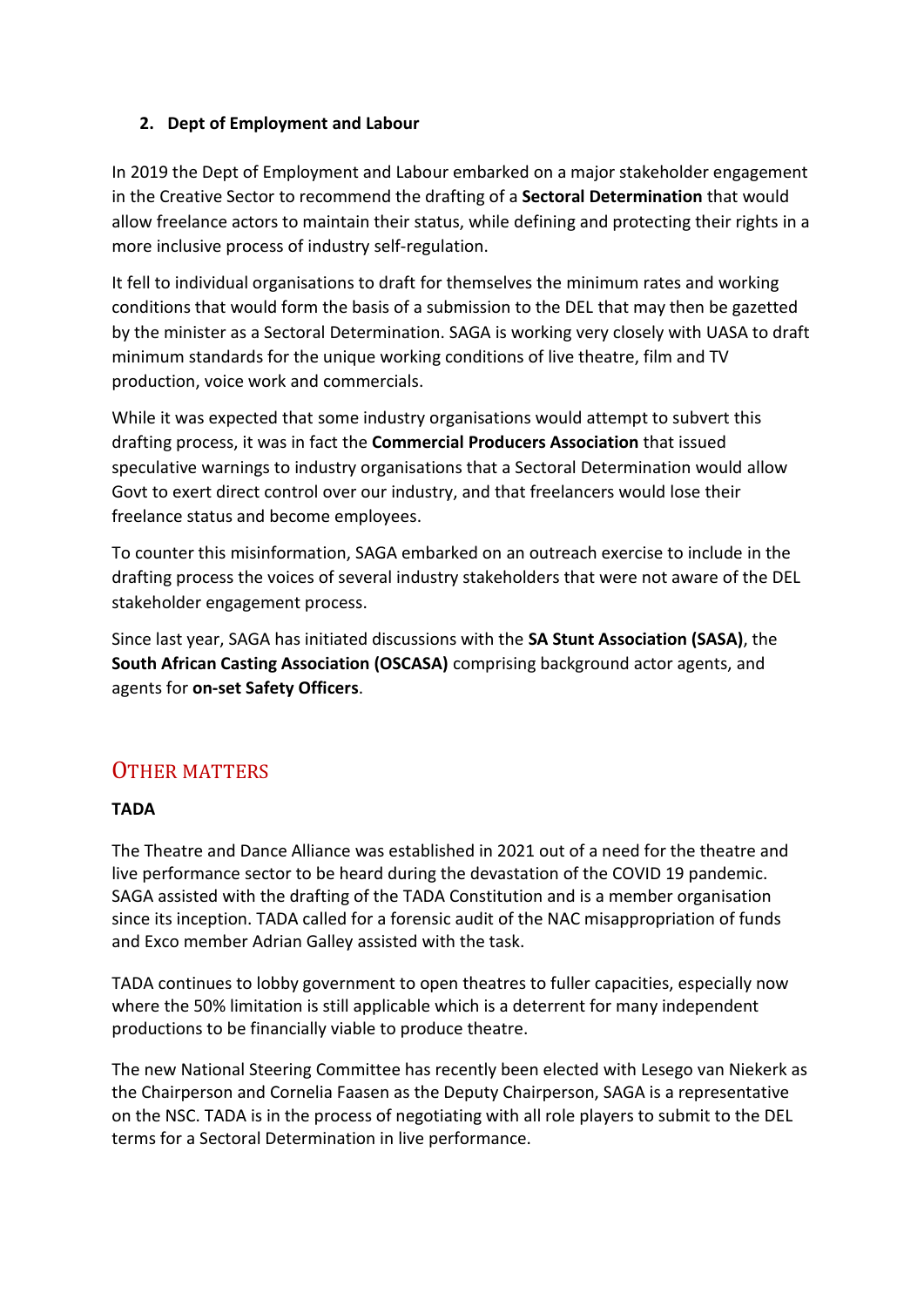### 2. Dept of Employment and Labour

In 2019 the Dept of Employment and Labour embarked on a major stakeholder engagement in the Creative Sector to recommend the drafting of a **Sectoral Determination** that would allow freelance actors to maintain their status, while defining and protecting their rights in a more inclusive process of industry self-regulation.

It fell to individual organisations to draft for themselves the minimum rates and working conditions that would form the basis of a submission to the DEL that may then be gazetted by the minister as a Sectoral Determination. SAGA is working very closely with UASA to draft minimum standards for the unique working conditions of live theatre, film and TV production, voice work and commercials.

While it was expected that some industry organisations would attempt to subvert this drafting process, it was in fact the **Commercial Producers Association** that issued speculative warnings to industry organisations that a Sectoral Determination would allow Govt to exert direct control over our industry, and that freelancers would lose their freelance status and become employees.

To counter this misinformation, SAGA embarked on an outreach exercise to include in the drafting process the voices of several industry stakeholders that were not aware of the DEL stakeholder engagement process.

Since last year, SAGA has initiated discussions with the **SA Stunt Association (SASA)**, the **South African Casting Association (OSCASA)** comprising background actor agents, and agents for **on-set Safety Officers**.

## OTHER MATTERS

**TADA**

The Theatre and Dance Alliance was established in 2021 out of a need for the theatre and live performance sector to be heard during the devastation of the COVID 19 pandemic. SAGA assisted with the drafting of the TADA Constitution and is a member organisation since its inception. TADA called for a forensic audit of the NAC misappropriation of funds and Exco member Adrian Galley assisted with the task.

TADA continues to lobby government to open theatres to fuller capacities, especially now where the 50% limitation is still applicable which is a deterrent for many independent productions to be financially viable to produce theatre.

The new National Steering Committee has recently been elected with Lesego van Niekerk as the Chairperson and Cornelia Faasen as the Deputy Chairperson, SAGA is a representative on the NSC. TADA is in the process of negotiating with all role players to submit to the DEL terms for a Sectoral Determination in live performance.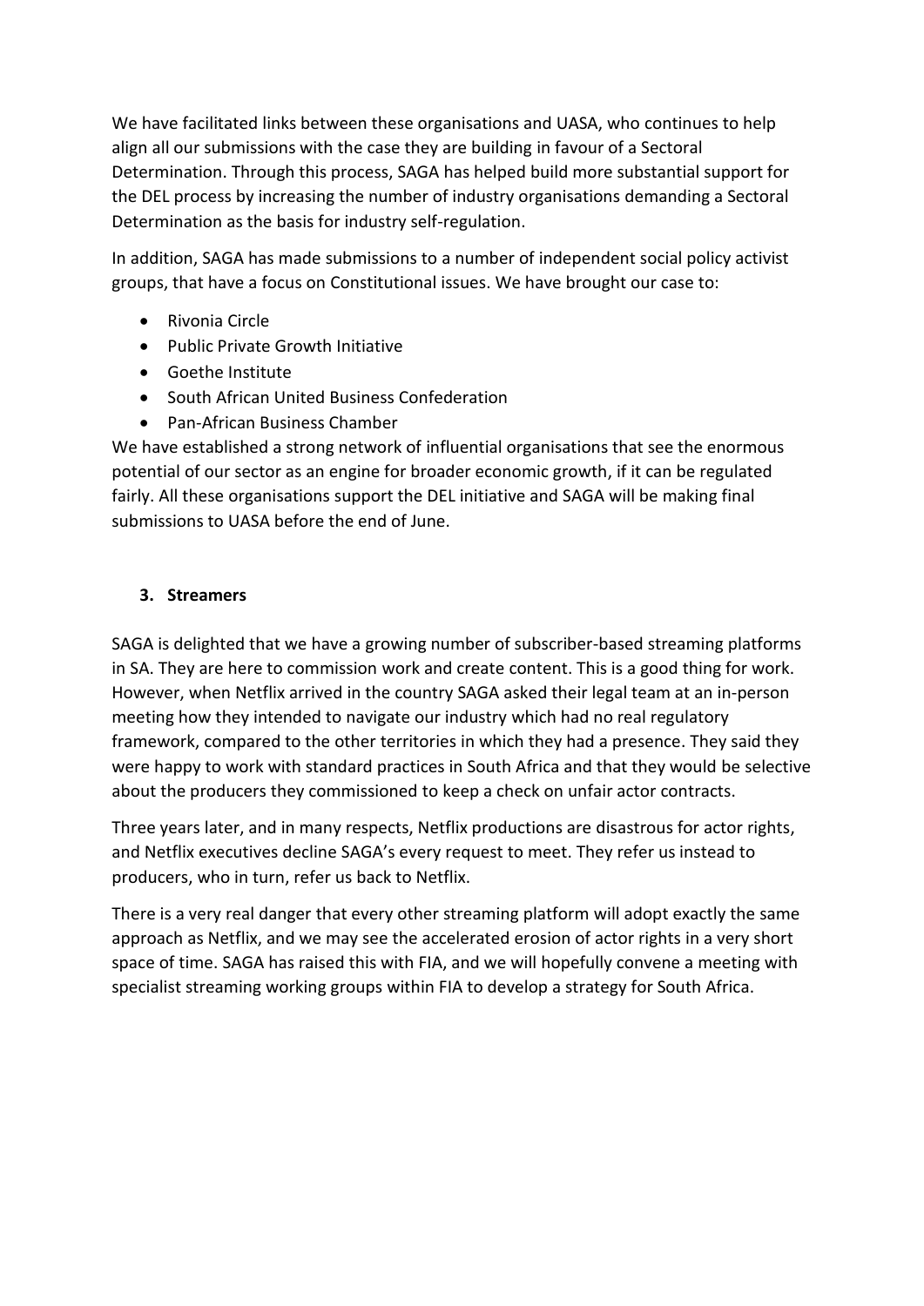We have facilitated links between these organisations and UASA, who continues to help align all our submissions with the case they are building in favour of a Sectoral Determination. Through this process, SAGA has helped build more substantial support for the DEL process by increasing the number of industry organisations demanding a Sectoral Determination as the basis for industry self-regulation.

In addition, SAGA has made submissions to a number of independent social policy activist groups, that have a focus on Constitutional issues. We have brought our case to:

- Rivonia Circle
- Public Private Growth Initiative
- Goethe Institute
- South African United Business Confederation
- Pan-African Business Chamber

We have established a strong network of influential organisations that see the enormous potential of our sector as an engine for broader economic growth, if it can be regulated fairly. All these organisations support the DEL initiative and SAGA will be making final submissions to UASA before the end of June.

### 3. Streamers

SAGA is delighted that we have a growing number of subscriber-based streaming platforms in SA. They are here to commission work and create content. This is a good thing for work. However, when Netflix arrived in the country SAGA asked their legal team at an in-person meeting how they intended to navigate our industry which had no real regulatory framework, compared to the other territories in which they had a presence. They said they were happy to work with standard practices in South Africa and that they would be selective about the producers they commissioned to keep a check on unfair actor contracts.

Three years later, and in many respects, Netflix productions are disastrous for actor rights, and Netflix executives decline SAGA's every request to meet. They refer us instead to producers, who in turn, refer us back to Netflix.

There is a very real danger that every other streaming platform will adopt exactly the same approach as Netflix, and we may see the accelerated erosion of actor rights in a very short space of time. SAGA has raised this with FIA, and we will hopefully convene a meeting with specialist streaming working groups within FIA to develop a strategy for South Africa.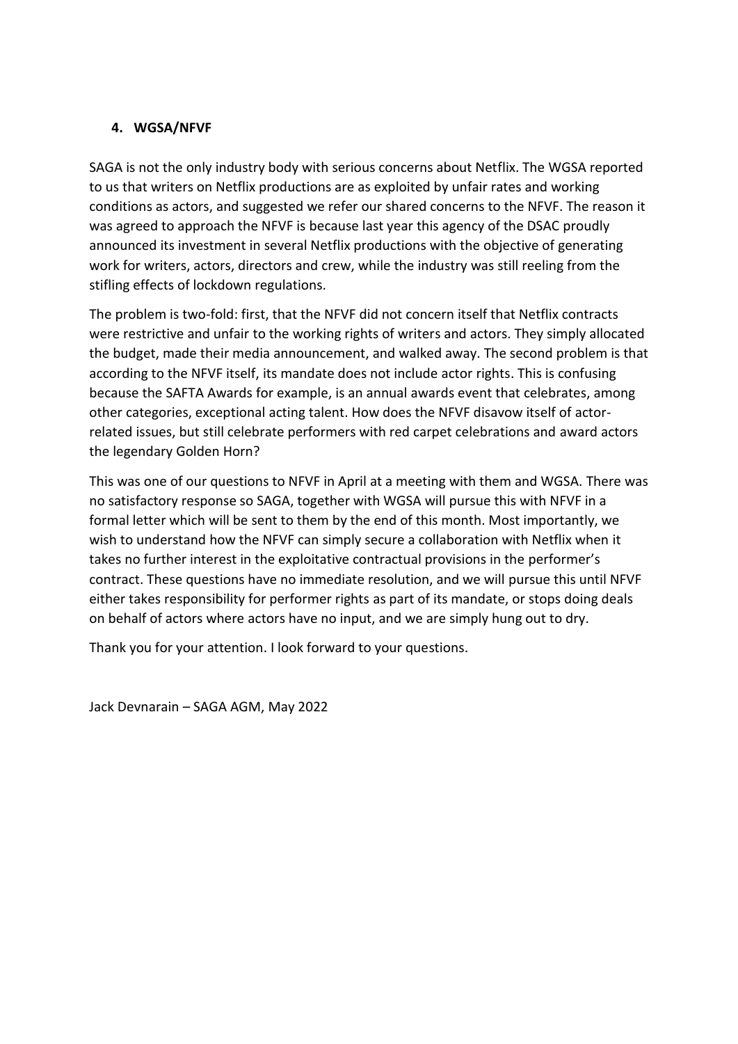## 4. WGSA/NFVF

SAGA is not the only industry body with serious concerns about Netflix. The WGSA reported to us that writers on Netflix productions are as exploited by unfair rates and working conditions as actors, and suggested we refer our shared concerns to the NFVF. The reason it was agreed to approach the NFVF is because last year this agency of the DSAC proudly announced its investment in several Netflix productions with the objective of generating work for writers, actors, directors and crew, while the industry was still reeling from the stifling effects of lockdown regulations.

The problem is two-fold: first, that the NFVF did not concern itself that Netflix contracts were restrictive and unfair to the working rights of writers and actors. They simply allocated the budget, made their media announcement, and walked away. The second problem is that according to the NFVF itself, its mandate does not include actor rights. This is confusing because the SAFTA Awards for example, is an annual awards event that celebrates, among other categories, exceptional acting talent. How does the NFVF disavow itself of actor-related issues, but still celebrate performers with red carpet celebrations and award actors the legendary Golden Horn?

This was one of our questions to NFVF in April at a meeting with them and WGSA. There was no satisfactory response so SAGA, together with WGSA will pursue this with NFVF in a formal letter which will be sent to them by the end of this month. Most importantly, we wish to understand how the NFVF can simply secure a collaboration with Netflix when it takes no further interest in the exploitative contractual provisions in the performer's contract. These questions have no immediate resolution, and we will pursue this until NFVF either takes responsibility for performer rights as part of its mandate, or stops doing deals on behalf of actors where actors have no input, and we are simply hung out to dry.

Thank you for your attention. I look forward to your questions.

Jack Devnarain – SAGA AGM, May 2022